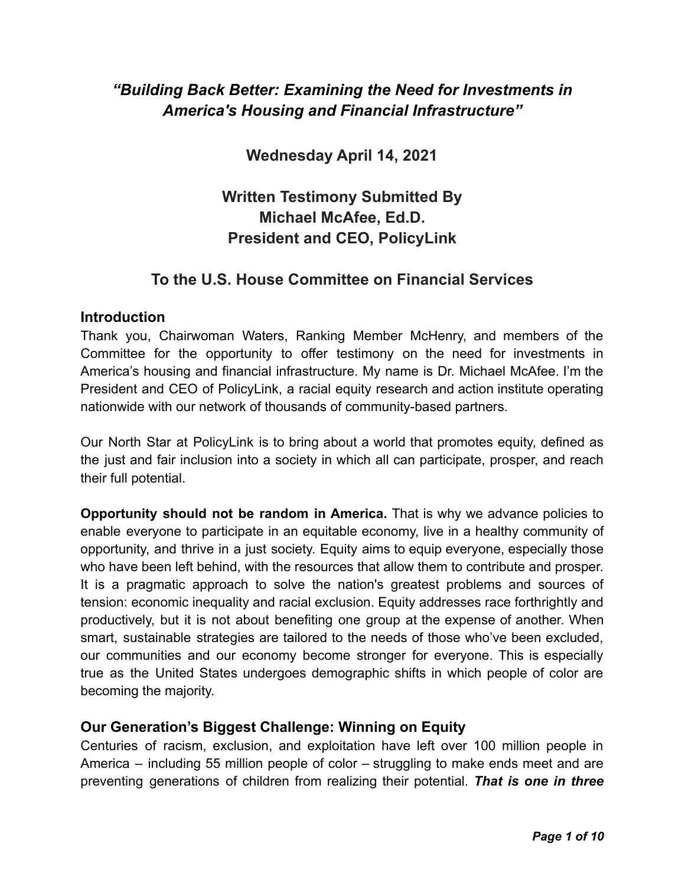# *"Building Back Better: Examining the Need for Investments in America's Housing and Financial Infrastructure"*

**Wednesday April 14, 2021**

**Written Testimony Submitted By**
**Michael McAfee, Ed.D.**
**President and CEO, PolicyLink**

**To the U.S. House Committee on Financial Services**

## Introduction

Thank you, Chairwoman Waters, Ranking Member McHenry, and members of the Committee for the opportunity to offer testimony on the need for investments in America's housing and financial infrastructure. My name is Dr. Michael McAfee. I'm the President and CEO of PolicyLink, a racial equity research and action institute operating nationwide with our network of thousands of community-based partners.

Our North Star at PolicyLink is to bring about a world that promotes equity, defined as the just and fair inclusion into a society in which all can participate, prosper, and reach their full potential.

**Opportunity should not be random in America.** That is why we advance policies to enable everyone to participate in an equitable economy, live in a healthy community of opportunity, and thrive in a just society. Equity aims to equip everyone, especially those who have been left behind, with the resources that allow them to contribute and prosper. It is a pragmatic approach to solve the nation's greatest problems and sources of tension: economic inequality and racial exclusion. Equity addresses race forthrightly and productively, but it is not about benefiting one group at the expense of another. When smart, sustainable strategies are tailored to the needs of those who've been excluded, our communities and our economy become stronger for everyone. This is especially true as the United States undergoes demographic shifts in which people of color are becoming the majority.

## Our Generation's Biggest Challenge: Winning on Equity

Centuries of racism, exclusion, and exploitation have left over 100 million people in America – including 55 million people of color – struggling to make ends meet and are preventing generations of children from realizing their potential. ***That is one in three***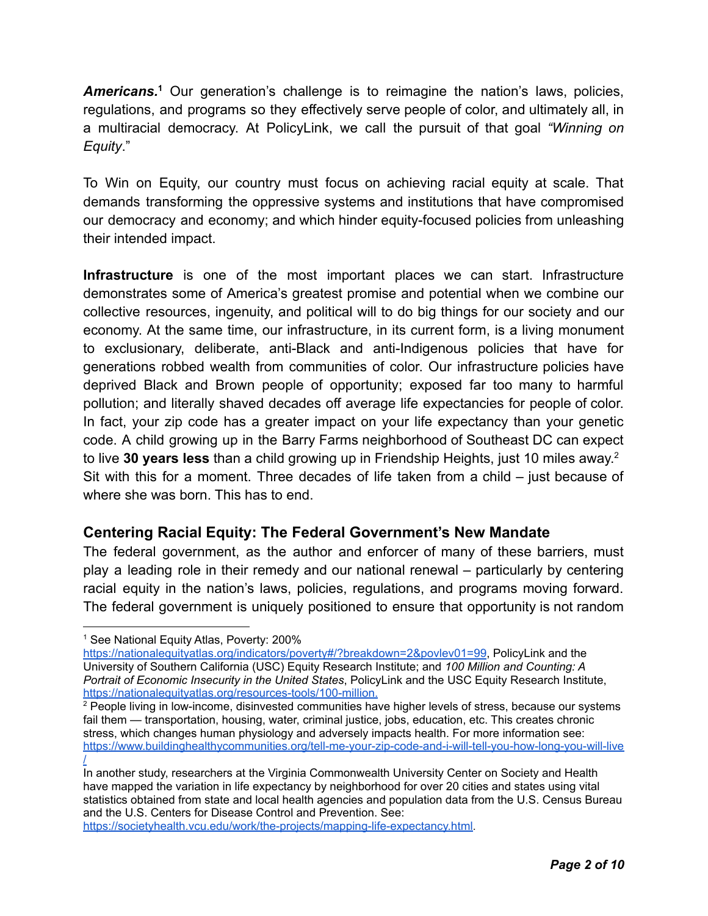***Americans.***[1] Our generation's challenge is to reimagine the nation's laws, policies, regulations, and programs so they effectively serve people of color, and ultimately all, in a multiracial democracy. At PolicyLink, we call the pursuit of that goal *"Winning on Equity*."

To Win on Equity, our country must focus on achieving racial equity at scale. That demands transforming the oppressive systems and institutions that have compromised our democracy and economy; and which hinder equity-focused policies from unleashing their intended impact.

**Infrastructure** is one of the most important places we can start. Infrastructure demonstrates some of America's greatest promise and potential when we combine our collective resources, ingenuity, and political will to do big things for our society and our economy. At the same time, our infrastructure, in its current form, is a living monument to exclusionary, deliberate, anti-Black and anti-Indigenous policies that have for generations robbed wealth from communities of color. Our infrastructure policies have deprived Black and Brown people of opportunity; exposed far too many to harmful pollution; and literally shaved decades off average life expectancies for people of color. In fact, your zip code has a greater impact on your life expectancy than your genetic code. A child growing up in the Barry Farms neighborhood of Southeast DC can expect to live **30 years less** than a child growing up in Friendship Heights, just 10 miles away.[2] Sit with this for a moment. Three decades of life taken from a child – just because of where she was born. This has to end.

## Centering Racial Equity: The Federal Government's New Mandate

The federal government, as the author and enforcer of many of these barriers, must play a leading role in their remedy and our national renewal – particularly by centering racial equity in the nation's laws, policies, regulations, and programs moving forward. The federal government is uniquely positioned to ensure that opportunity is not random

---

[1] See National Equity Atlas, Poverty: 200% https://nationalequityatlas.org/indicators/poverty#/?breakdown=2&povlev01=99, PolicyLink and the University of Southern California (USC) Equity Research Institute; and *100 Million and Counting: A Portrait of Economic Insecurity in the United States*, PolicyLink and the USC Equity Research Institute, https://nationalequityatlas.org/resources-tools/100-million.

[2] People living in low-income, disinvested communities have higher levels of stress, because our systems fail them — transportation, housing, water, criminal justice, jobs, education, etc. This creates chronic stress, which changes human physiology and adversely impacts health. For more information see: https://www.buildinghealthycommunities.org/tell-me-your-zip-code-and-i-will-tell-you-how-long-you-will-live/

In another study, researchers at the Virginia Commonwealth University Center on Society and Health have mapped the variation in life expectancy by neighborhood for over 20 cities and states using vital statistics obtained from state and local health agencies and population data from the U.S. Census Bureau and the U.S. Centers for Disease Control and Prevention. See: https://societyhealth.vcu.edu/work/the-projects/mapping-life-expectancy.html.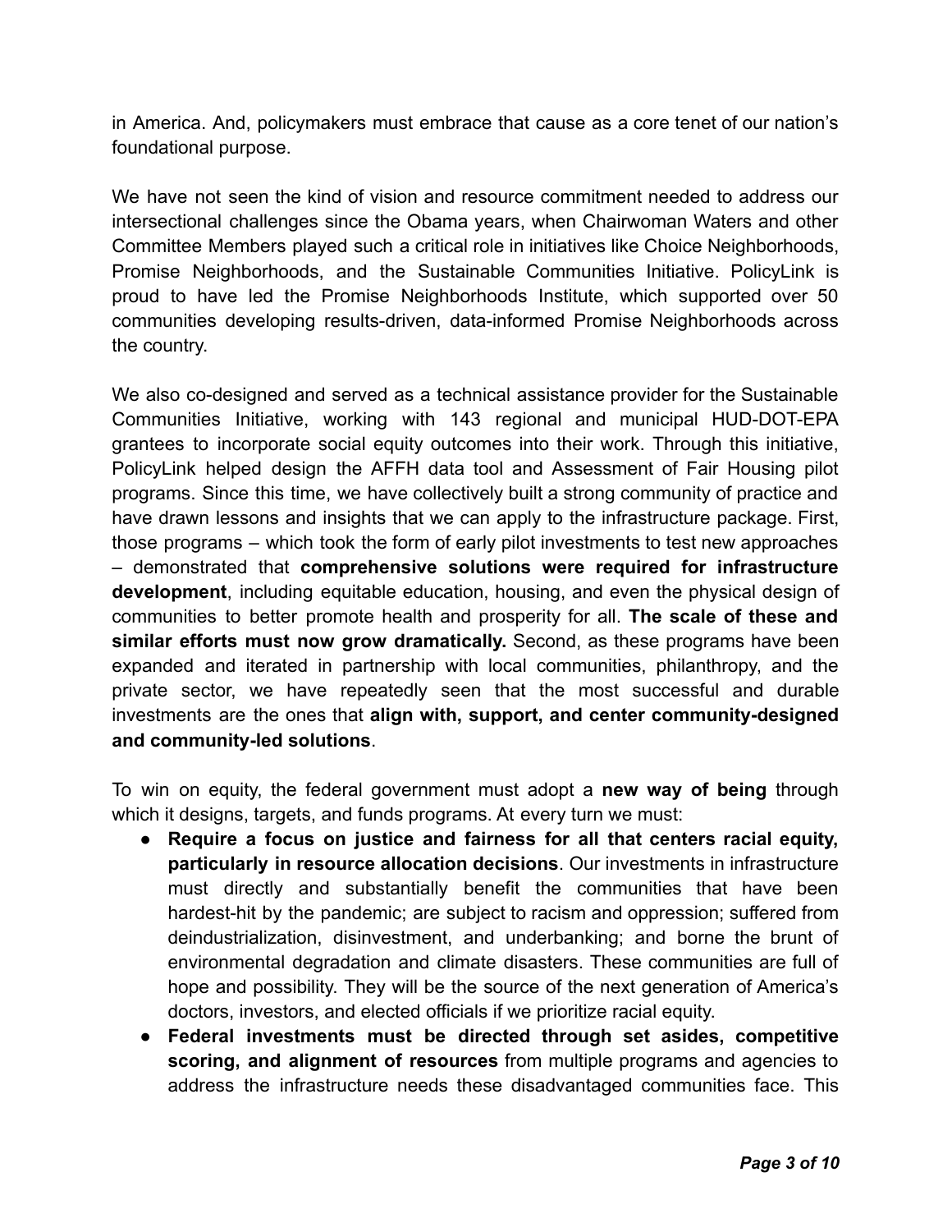in America. And, policymakers must embrace that cause as a core tenet of our nation's foundational purpose.

We have not seen the kind of vision and resource commitment needed to address our intersectional challenges since the Obama years, when Chairwoman Waters and other Committee Members played such a critical role in initiatives like Choice Neighborhoods, Promise Neighborhoods, and the Sustainable Communities Initiative. PolicyLink is proud to have led the Promise Neighborhoods Institute, which supported over 50 communities developing results-driven, data-informed Promise Neighborhoods across the country.

We also co-designed and served as a technical assistance provider for the Sustainable Communities Initiative, working with 143 regional and municipal HUD-DOT-EPA grantees to incorporate social equity outcomes into their work. Through this initiative, PolicyLink helped design the AFFH data tool and Assessment of Fair Housing pilot programs. Since this time, we have collectively built a strong community of practice and have drawn lessons and insights that we can apply to the infrastructure package. First, those programs – which took the form of early pilot investments to test new approaches – demonstrated that **comprehensive solutions were required for infrastructure development**, including equitable education, housing, and even the physical design of communities to better promote health and prosperity for all. **The scale of these and similar efforts must now grow dramatically.** Second, as these programs have been expanded and iterated in partnership with local communities, philanthropy, and the private sector, we have repeatedly seen that the most successful and durable investments are the ones that **align with, support, and center community-designed and community-led solutions**.

To win on equity, the federal government must adopt a **new way of being** through which it designs, targets, and funds programs. At every turn we must:

- **Require a focus on justice and fairness for all that centers racial equity, particularly in resource allocation decisions**. Our investments in infrastructure must directly and substantially benefit the communities that have been hardest-hit by the pandemic; are subject to racism and oppression; suffered from deindustrialization, disinvestment, and underbanking; and borne the brunt of environmental degradation and climate disasters. These communities are full of hope and possibility. They will be the source of the next generation of America's doctors, investors, and elected officials if we prioritize racial equity.
- **Federal investments must be directed through set asides, competitive scoring, and alignment of resources** from multiple programs and agencies to address the infrastructure needs these disadvantaged communities face. This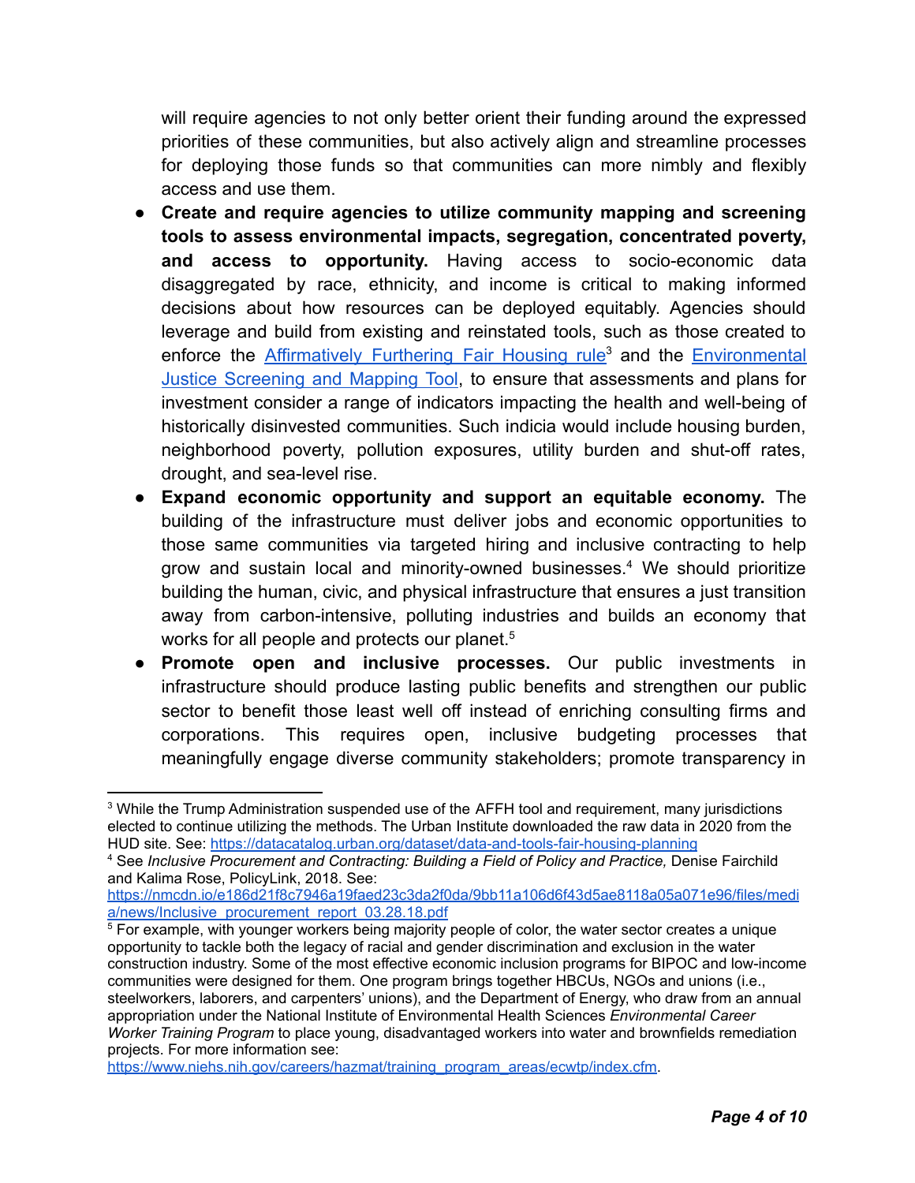will require agencies to not only better orient their funding around the expressed priorities of these communities, but also actively align and streamline processes for deploying those funds so that communities can more nimbly and flexibly access and use them.

- **Create and require agencies to utilize community mapping and screening tools to assess environmental impacts, segregation, concentrated poverty, and access to opportunity.** Having access to socio-economic data disaggregated by race, ethnicity, and income is critical to making informed decisions about how resources can be deployed equitably. Agencies should leverage and build from existing and reinstated tools, such as those created to enforce the [Affirmatively Furthering Fair Housing rule][3] and the [Environmental Justice Screening and Mapping Tool], to ensure that assessments and plans for investment consider a range of indicators impacting the health and well-being of historically disinvested communities. Such indicia would include housing burden, neighborhood poverty, pollution exposures, utility burden and shut-off rates, drought, and sea-level rise.
- **Expand economic opportunity and support an equitable economy.** The building of the infrastructure must deliver jobs and economic opportunities to those same communities via targeted hiring and inclusive contracting to help grow and sustain local and minority-owned businesses.[4] We should prioritize building the human, civic, and physical infrastructure that ensures a just transition away from carbon-intensive, polluting industries and builds an economy that works for all people and protects our planet.[5]
- **Promote open and inclusive processes.** Our public investments in infrastructure should produce lasting public benefits and strengthen our public sector to benefit those least well off instead of enriching consulting firms and corporations. This requires open, inclusive budgeting processes that meaningfully engage diverse community stakeholders; promote transparency in

---

[3] While the Trump Administration suspended use of the AFFH tool and requirement, many jurisdictions elected to continue utilizing the methods. The Urban Institute downloaded the raw data in 2020 from the HUD site. See: https://datacatalog.urban.org/dataset/data-and-tools-fair-housing-planning

[4] See *Inclusive Procurement and Contracting: Building a Field of Policy and Practice,* Denise Fairchild and Kalima Rose, PolicyLink, 2018. See: https://nmcdn.io/e186d21f8c7946a19faed23c3da2f0da/9bb11a106d6f43d5ae8118a05a071e96/files/media/news/Inclusive_procurement_report_03.28.18.pdf

[5] For example, with younger workers being majority people of color, the water sector creates a unique opportunity to tackle both the legacy of racial and gender discrimination and exclusion in the water construction industry. Some of the most effective economic inclusion programs for BIPOC and low-income communities were designed for them. One program brings together HBCUs, NGOs and unions (i.e., steelworkers, laborers, and carpenters' unions), and the Department of Energy, who draw from an annual appropriation under the National Institute of Environmental Health Sciences *Environmental Career Worker Training Program* to place young, disadvantaged workers into water and brownfields remediation projects. For more information see: https://www.niehs.nih.gov/careers/hazmat/training_program_areas/ecwtp/index.cfm.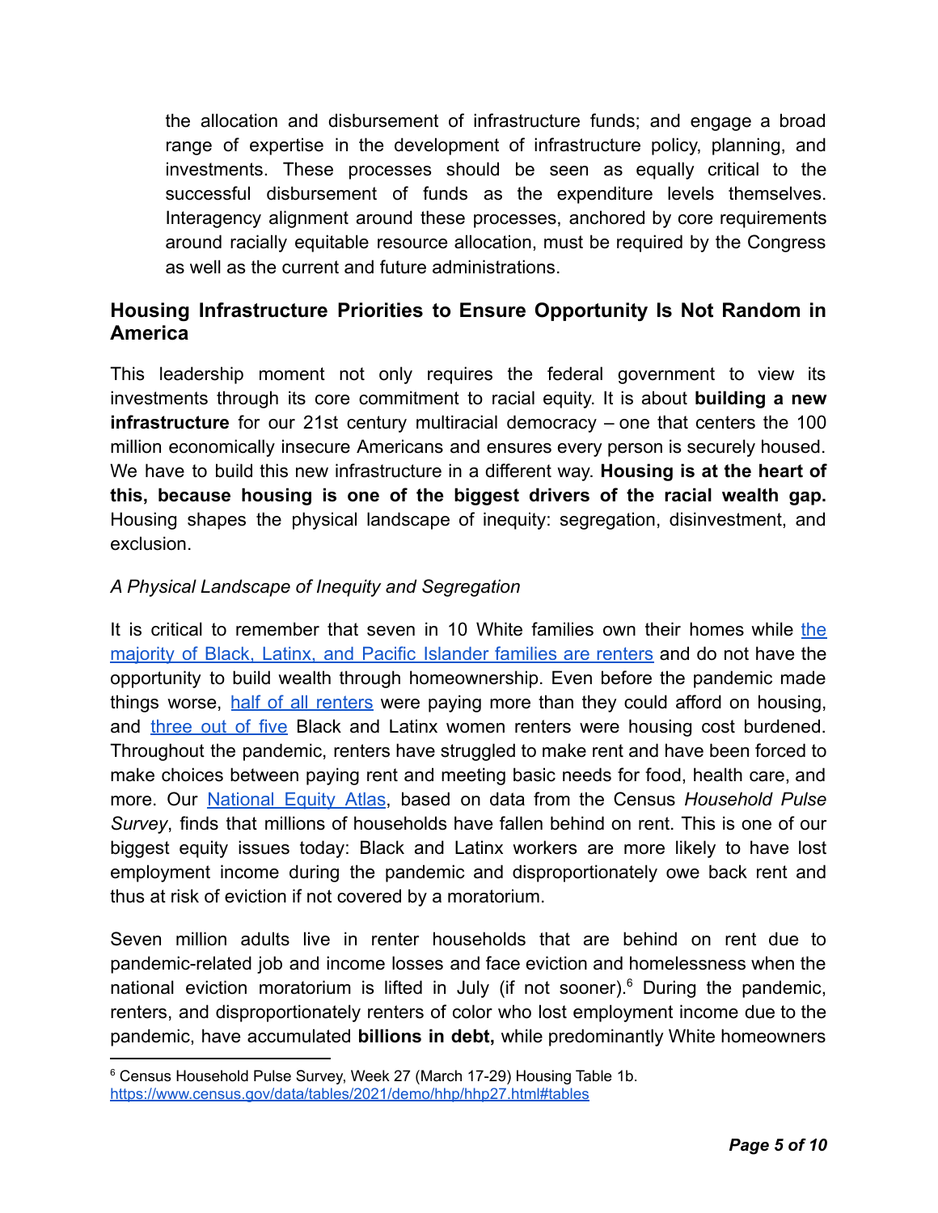the allocation and disbursement of infrastructure funds; and engage a broad range of expertise in the development of infrastructure policy, planning, and investments. These processes should be seen as equally critical to the successful disbursement of funds as the expenditure levels themselves. Interagency alignment around these processes, anchored by core requirements around racially equitable resource allocation, must be required by the Congress as well as the current and future administrations.

## Housing Infrastructure Priorities to Ensure Opportunity Is Not Random in America

This leadership moment not only requires the federal government to view its investments through its core commitment to racial equity. It is about **building a new infrastructure** for our 21st century multiracial democracy – one that centers the 100 million economically insecure Americans and ensures every person is securely housed. We have to build this new infrastructure in a different way. **Housing is at the heart of this, because housing is one of the biggest drivers of the racial wealth gap.** Housing shapes the physical landscape of inequity: segregation, disinvestment, and exclusion.

*A Physical Landscape of Inequity and Segregation*

It is critical to remember that seven in 10 White families own their homes while the majority of Black, Latinx, and Pacific Islander families are renters and do not have the opportunity to build wealth through homeownership. Even before the pandemic made things worse, half of all renters were paying more than they could afford on housing, and three out of five Black and Latinx women renters were housing cost burdened. Throughout the pandemic, renters have struggled to make rent and have been forced to make choices between paying rent and meeting basic needs for food, health care, and more. Our National Equity Atlas, based on data from the Census *Household Pulse Survey*, finds that millions of households have fallen behind on rent. This is one of our biggest equity issues today: Black and Latinx workers are more likely to have lost employment income during the pandemic and disproportionately owe back rent and thus at risk of eviction if not covered by a moratorium.

Seven million adults live in renter households that are behind on rent due to pandemic-related job and income losses and face eviction and homelessness when the national eviction moratorium is lifted in July (if not sooner).[6] During the pandemic, renters, and disproportionately renters of color who lost employment income due to the pandemic, have accumulated **billions in debt,** while predominantly White homeowners

[6] Census Household Pulse Survey, Week 27 (March 17-29) Housing Table 1b. https://www.census.gov/data/tables/2021/demo/hhp/hhp27.html#tables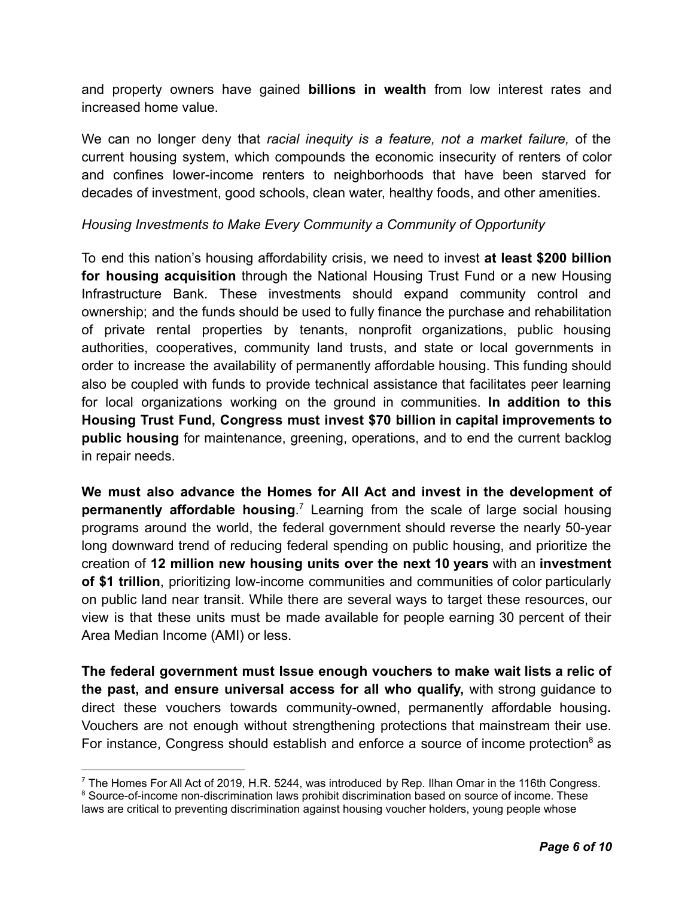and property owners have gained **billions in wealth** from low interest rates and increased home value.

We can no longer deny that *racial inequity is a feature, not a market failure,* of the current housing system, which compounds the economic insecurity of renters of color and confines lower-income renters to neighborhoods that have been starved for decades of investment, good schools, clean water, healthy foods, and other amenities.

*Housing Investments to Make Every Community a Community of Opportunity*

To end this nation's housing affordability crisis, we need to invest **at least $200 billion for housing acquisition** through the National Housing Trust Fund or a new Housing Infrastructure Bank. These investments should expand community control and ownership; and the funds should be used to fully finance the purchase and rehabilitation of private rental properties by tenants, nonprofit organizations, public housing authorities, cooperatives, community land trusts, and state or local governments in order to increase the availability of permanently affordable housing. This funding should also be coupled with funds to provide technical assistance that facilitates peer learning for local organizations working on the ground in communities. **In addition to this Housing Trust Fund, Congress must invest $70 billion in capital improvements to public housing** for maintenance, greening, operations, and to end the current backlog in repair needs.

**We must also advance the Homes for All Act and invest in the development of permanently affordable housing**.[7] Learning from the scale of large social housing programs around the world, the federal government should reverse the nearly 50-year long downward trend of reducing federal spending on public housing, and prioritize the creation of **12 million new housing units over the next 10 years** with an **investment of $1 trillion**, prioritizing low-income communities and communities of color particularly on public land near transit. While there are several ways to target these resources, our view is that these units must be made available for people earning 30 percent of their Area Median Income (AMI) or less.

**The federal government must Issue enough vouchers to make wait lists a relic of the past, and ensure universal access for all who qualify,** with strong guidance to direct these vouchers towards community-owned, permanently affordable housing**.** Vouchers are not enough without strengthening protections that mainstream their use. For instance, Congress should establish and enforce a source of income protection[8] as

---

[7] The Homes For All Act of 2019, H.R. 5244, was introduced by Rep. Ilhan Omar in the 116th Congress.

[8] Source-of-income non-discrimination laws prohibit discrimination based on source of income. These laws are critical to preventing discrimination against housing voucher holders, young people whose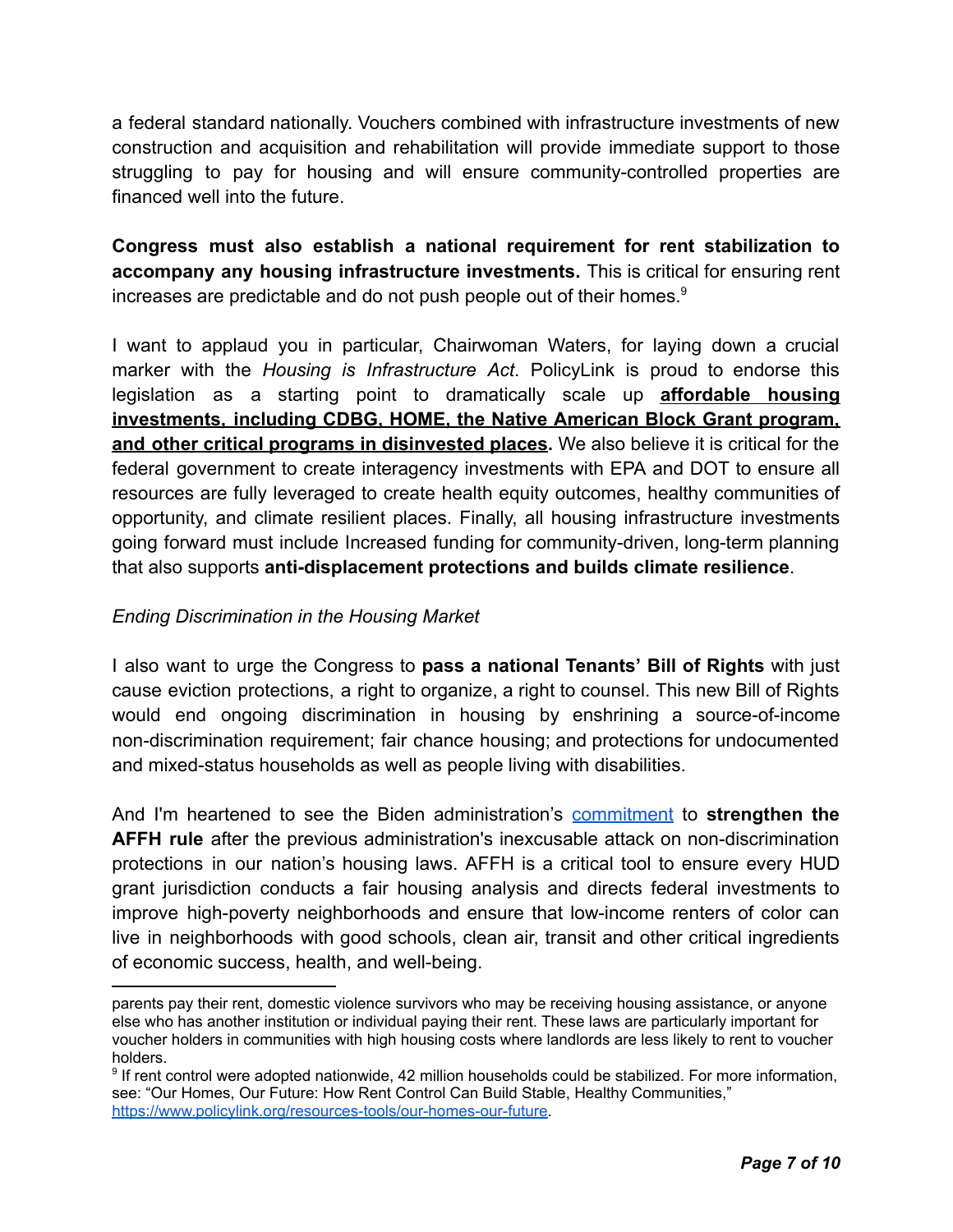a federal standard nationally. Vouchers combined with infrastructure investments of new construction and acquisition and rehabilitation will provide immediate support to those struggling to pay for housing and will ensure community-controlled properties are financed well into the future.

**Congress must also establish a national requirement for rent stabilization to accompany any housing infrastructure investments.** This is critical for ensuring rent increases are predictable and do not push people out of their homes.[9]

I want to applaud you in particular, Chairwoman Waters, for laying down a crucial marker with the *Housing is Infrastructure Act*. PolicyLink is proud to endorse this legislation as a starting point to dramatically scale up **affordable housing investments, including CDBG, HOME, the Native American Block Grant program, and other critical programs in disinvested places.** We also believe it is critical for the federal government to create interagency investments with EPA and DOT to ensure all resources are fully leveraged to create health equity outcomes, healthy communities of opportunity, and climate resilient places. Finally, all housing infrastructure investments going forward must include Increased funding for community-driven, long-term planning that also supports **anti-displacement protections and builds climate resilience**.

*Ending Discrimination in the Housing Market*

I also want to urge the Congress to **pass a national Tenants' Bill of Rights** with just cause eviction protections, a right to organize, a right to counsel. This new Bill of Rights would end ongoing discrimination in housing by enshrining a source-of-income non-discrimination requirement; fair chance housing; and protections for undocumented and mixed-status households as well as people living with disabilities.

And I'm heartened to see the Biden administration's commitment to **strengthen the AFFH rule** after the previous administration's inexcusable attack on non-discrimination protections in our nation's housing laws. AFFH is a critical tool to ensure every HUD grant jurisdiction conducts a fair housing analysis and directs federal investments to improve high-poverty neighborhoods and ensure that low-income renters of color can live in neighborhoods with good schools, clean air, transit and other critical ingredients of economic success, health, and well-being.

---

parents pay their rent, domestic violence survivors who may be receiving housing assistance, or anyone else who has another institution or individual paying their rent. These laws are particularly important for voucher holders in communities with high housing costs where landlords are less likely to rent to voucher holders.

[9] If rent control were adopted nationwide, 42 million households could be stabilized. For more information, see: "Our Homes, Our Future: How Rent Control Can Build Stable, Healthy Communities," https://www.policylink.org/resources-tools/our-homes-our-future.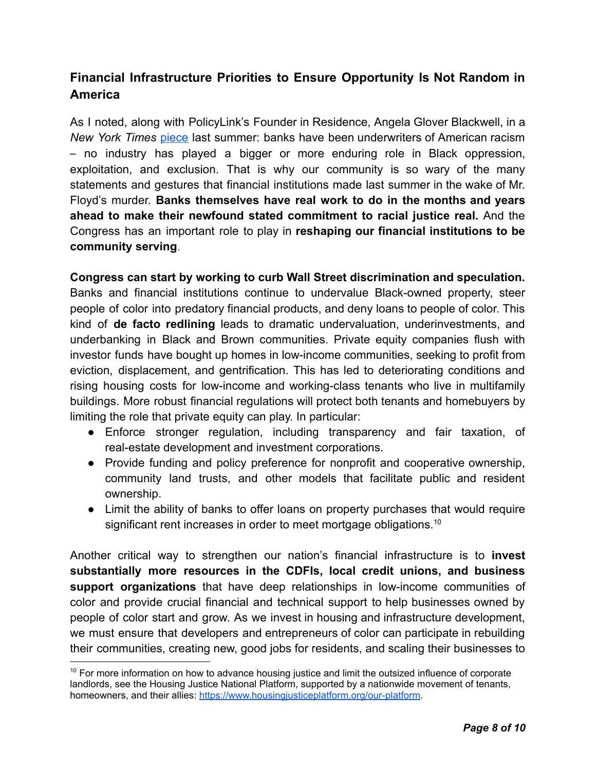## Financial Infrastructure Priorities to Ensure Opportunity Is Not Random in America

As I noted, along with PolicyLink's Founder in Residence, Angela Glover Blackwell, in a *New York Times* [piece](#) last summer: banks have been underwriters of American racism – no industry has played a bigger or more enduring role in Black oppression, exploitation, and exclusion. That is why our community is so wary of the many statements and gestures that financial institutions made last summer in the wake of Mr. Floyd's murder. **Banks themselves have real work to do in the months and years ahead to make their newfound stated commitment to racial justice real.** And the Congress has an important role to play in **reshaping our financial institutions to be community serving**.

**Congress can start by working to curb Wall Street discrimination and speculation.** Banks and financial institutions continue to undervalue Black-owned property, steer people of color into predatory financial products, and deny loans to people of color. This kind of **de facto redlining** leads to dramatic undervaluation, underinvestments, and underbanking in Black and Brown communities. Private equity companies flush with investor funds have bought up homes in low-income communities, seeking to profit from eviction, displacement, and gentrification. This has led to deteriorating conditions and rising housing costs for low-income and working-class tenants who live in multifamily buildings. More robust financial regulations will protect both tenants and homebuyers by limiting the role that private equity can play. In particular:

- Enforce stronger regulation, including transparency and fair taxation, of real-estate development and investment corporations.
- Provide funding and policy preference for nonprofit and cooperative ownership, community land trusts, and other models that facilitate public and resident ownership.
- Limit the ability of banks to offer loans on property purchases that would require significant rent increases in order to meet mortgage obligations.[10]

Another critical way to strengthen our nation's financial infrastructure is to **invest substantially more resources in the CDFIs, local credit unions, and business support organizations** that have deep relationships in low-income communities of color and provide crucial financial and technical support to help businesses owned by people of color start and grow. As we invest in housing and infrastructure development, we must ensure that developers and entrepreneurs of color can participate in rebuilding their communities, creating new, good jobs for residents, and scaling their businesses to

---

[10] For more information on how to advance housing justice and limit the outsized influence of corporate landlords, see the Housing Justice National Platform, supported by a nationwide movement of tenants, homeowners, and their allies: https://www.housingjusticeplatform.org/our-platform.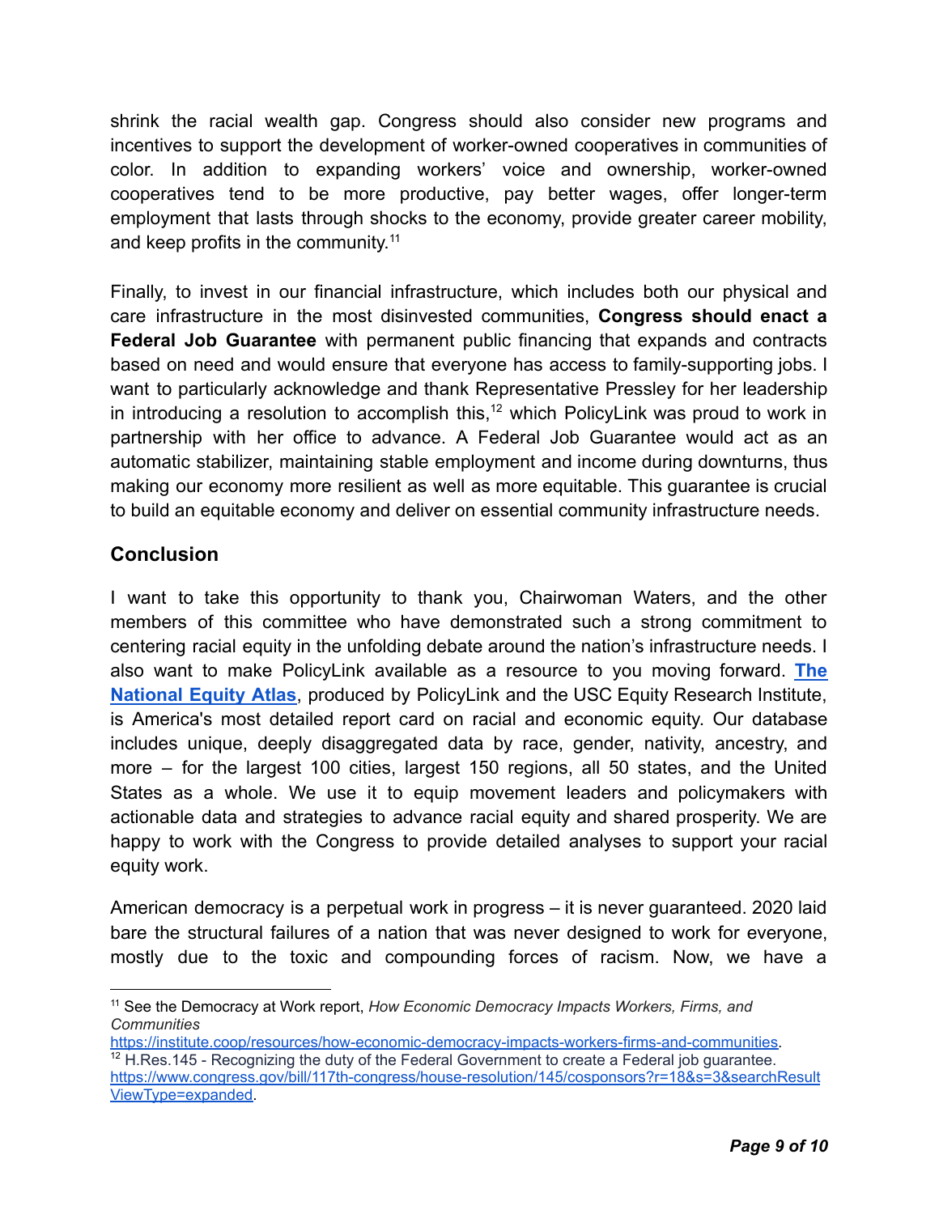shrink the racial wealth gap. Congress should also consider new programs and incentives to support the development of worker-owned cooperatives in communities of color. In addition to expanding workers' voice and ownership, worker-owned cooperatives tend to be more productive, pay better wages, offer longer-term employment that lasts through shocks to the economy, provide greater career mobility, and keep profits in the community.[11]

Finally, to invest in our financial infrastructure, which includes both our physical and care infrastructure in the most disinvested communities, **Congress should enact a Federal Job Guarantee** with permanent public financing that expands and contracts based on need and would ensure that everyone has access to family-supporting jobs. I want to particularly acknowledge and thank Representative Pressley for her leadership in introducing a resolution to accomplish this,[12] which PolicyLink was proud to work in partnership with her office to advance. A Federal Job Guarantee would act as an automatic stabilizer, maintaining stable employment and income during downturns, thus making our economy more resilient as well as more equitable. This guarantee is crucial to build an equitable economy and deliver on essential community infrastructure needs.

## Conclusion

I want to take this opportunity to thank you, Chairwoman Waters, and the other members of this committee who have demonstrated such a strong commitment to centering racial equity in the unfolding debate around the nation's infrastructure needs. I also want to make PolicyLink available as a resource to you moving forward. **The National Equity Atlas**, produced by PolicyLink and the USC Equity Research Institute, is America's most detailed report card on racial and economic equity. Our database includes unique, deeply disaggregated data by race, gender, nativity, ancestry, and more – for the largest 100 cities, largest 150 regions, all 50 states, and the United States as a whole. We use it to equip movement leaders and policymakers with actionable data and strategies to advance racial equity and shared prosperity. We are happy to work with the Congress to provide detailed analyses to support your racial equity work.

American democracy is a perpetual work in progress – it is never guaranteed. 2020 laid bare the structural failures of a nation that was never designed to work for everyone, mostly due to the toxic and compounding forces of racism. Now, we have a

---

[11] See the Democracy at Work report, *How Economic Democracy Impacts Workers, Firms, and Communities* https://institute.coop/resources/how-economic-democracy-impacts-workers-firms-and-communities.

[12] H.Res.145 - Recognizing the duty of the Federal Government to create a Federal job guarantee. https://www.congress.gov/bill/117th-congress/house-resolution/145/cosponsors?r=18&s=3&searchResultViewType=expanded.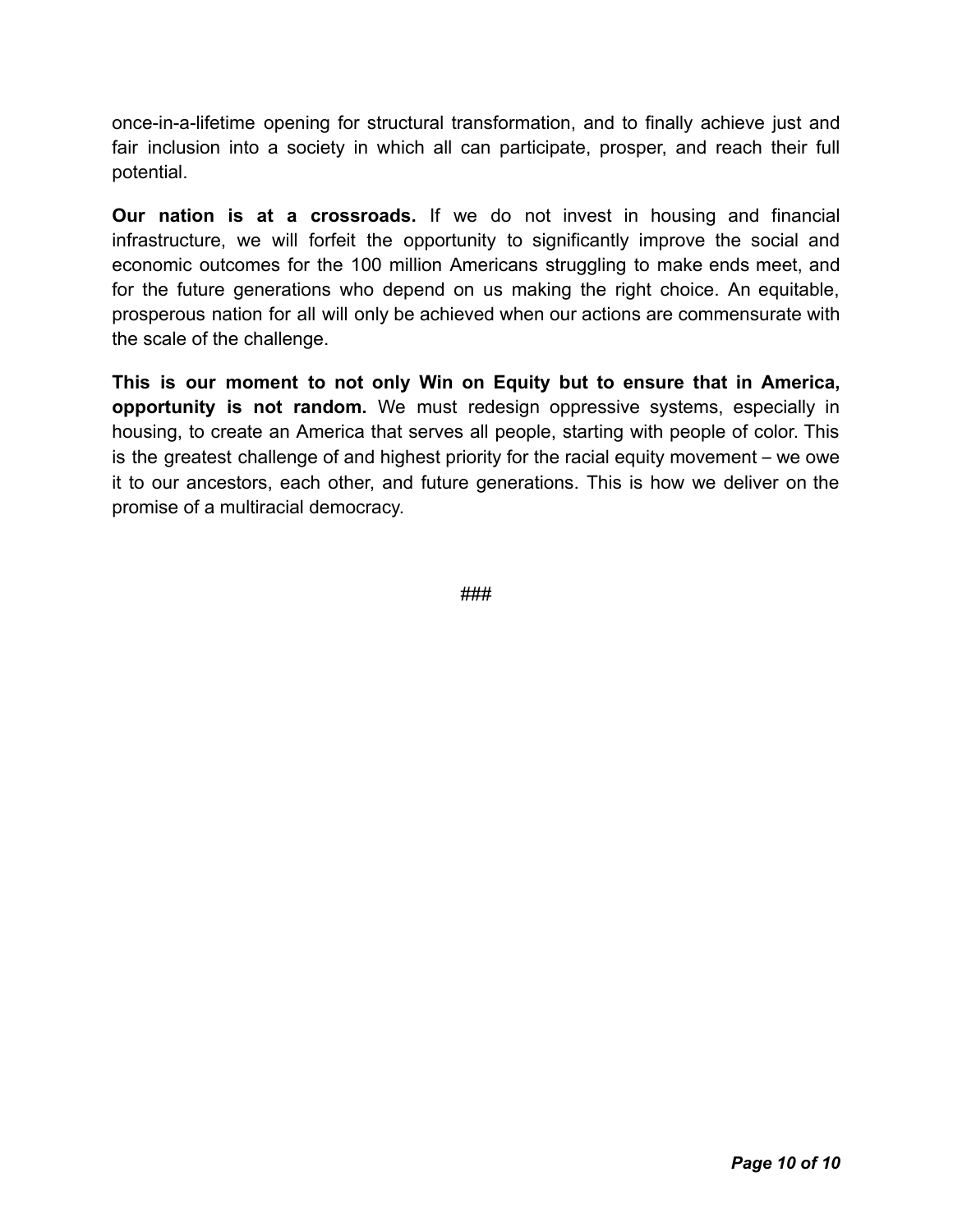once-in-a-lifetime opening for structural transformation, and to finally achieve just and fair inclusion into a society in which all can participate, prosper, and reach their full potential.

**Our nation is at a crossroads.** If we do not invest in housing and financial infrastructure, we will forfeit the opportunity to significantly improve the social and economic outcomes for the 100 million Americans struggling to make ends meet, and for the future generations who depend on us making the right choice. An equitable, prosperous nation for all will only be achieved when our actions are commensurate with the scale of the challenge.

**This is our moment to not only Win on Equity but to ensure that in America, opportunity is not random.** We must redesign oppressive systems, especially in housing, to create an America that serves all people, starting with people of color. This is the greatest challenge of and highest priority for the racial equity movement – we owe it to our ancestors, each other, and future generations. This is how we deliver on the promise of a multiracial democracy.

###